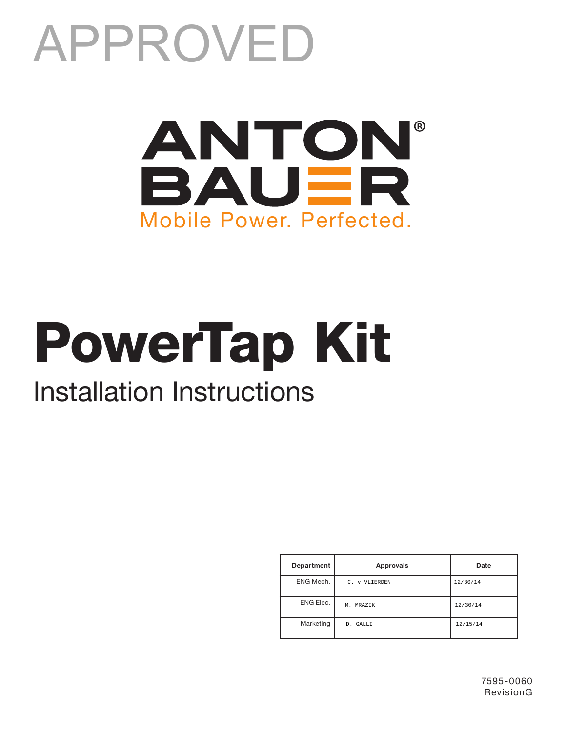APPROVED

ANTON BAUER®

Mobile Power. Perfected.

# PowerTap Kit

## Installation Instructions

| Department | Approvals | Date |
| --- | --- | --- |
| ENG Mech. | C. V VLIERDEN | 12/30/14 |
| ENG Elec. | M. MRAZIK | 12/30/14 |
| Marketing | D. GALLI | 12/15/14 |

7595-0060
RevisionG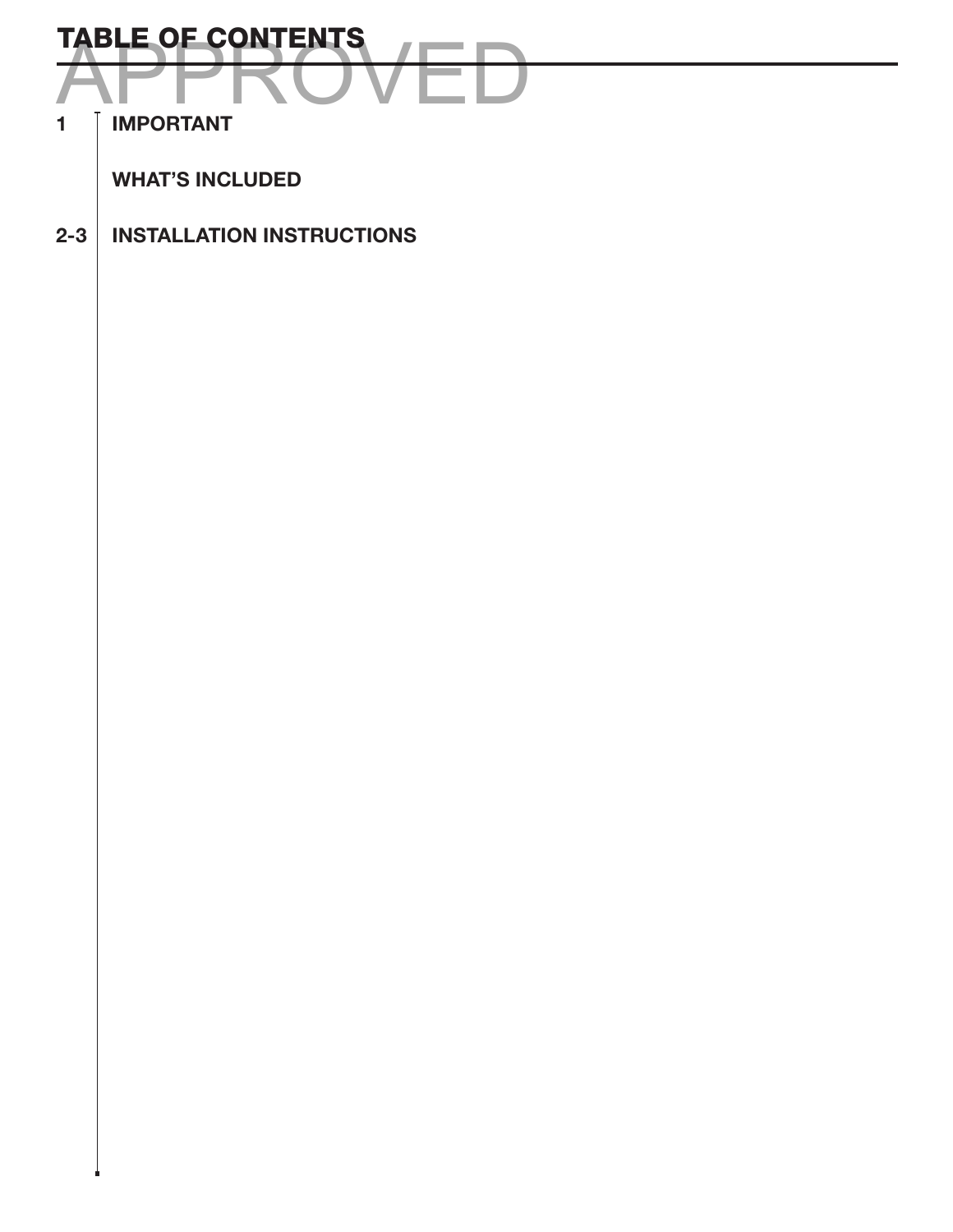# TABLE OF CONTENTS

APPROVED

| Page | Section |
|---|---|
| 1 | **IMPORTANT** |
| | **WHAT'S INCLUDED** |
| 2-3 | **INSTALLATION INSTRUCTIONS** |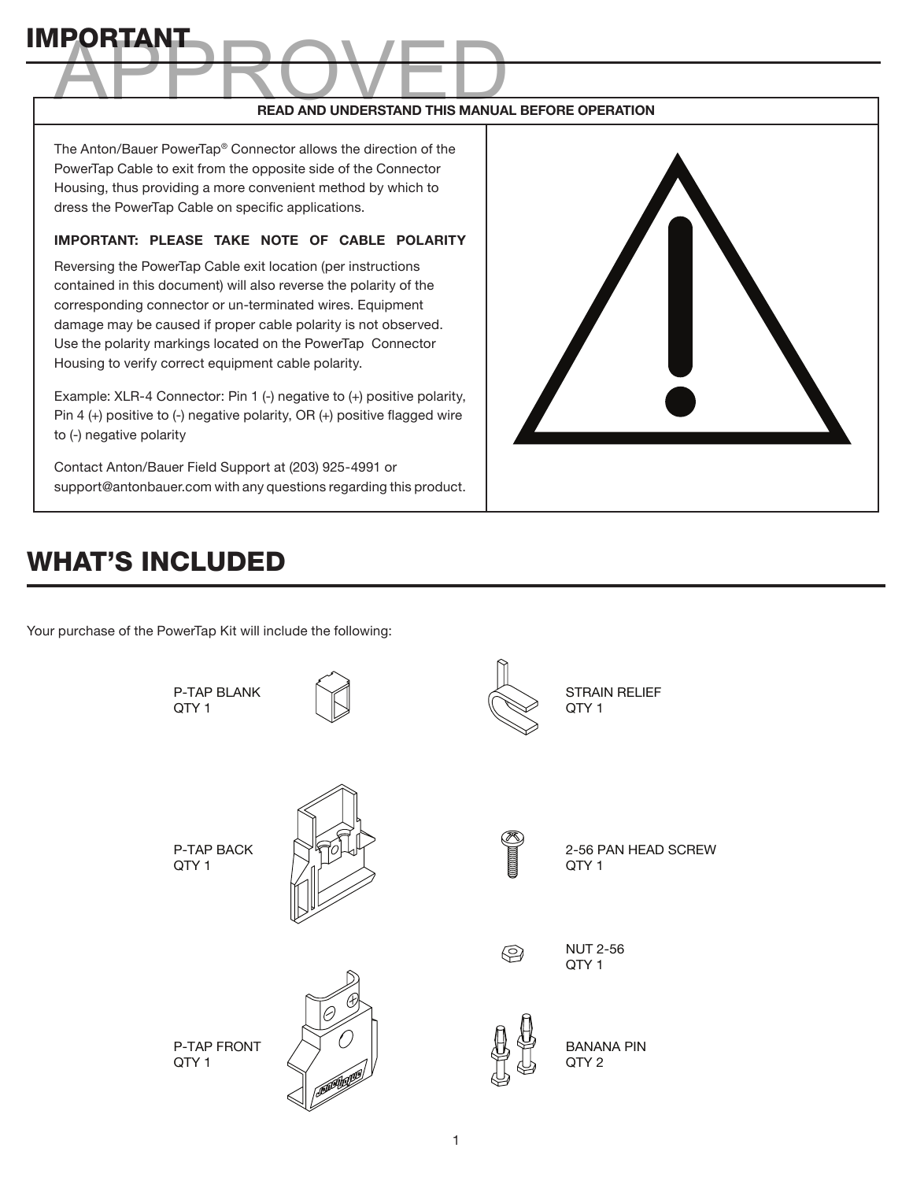# IMPORTANT

APPROVED

**READ AND UNDERSTAND THIS MANUAL BEFORE OPERATION**

The Anton/Bauer PowerTap® Connector allows the direction of the PowerTap Cable to exit from the opposite side of the Connector Housing, thus providing a more convenient method by which to dress the PowerTap Cable on specific applications.

**IMPORTANT: PLEASE TAKE NOTE OF CABLE POLARITY**

Reversing the PowerTap Cable exit location (per instructions contained in this document) will also reverse the polarity of the corresponding connector or un-terminated wires. Equipment damage may be caused if proper cable polarity is not observed. Use the polarity markings located on the PowerTap Connector Housing to verify correct equipment cable polarity.

Example: XLR-4 Connector: Pin 1 (-) negative to (+) positive polarity, Pin 4 (+) positive to (-) negative polarity, OR (+) positive flagged wire to (-) negative polarity

Contact Anton/Bauer Field Support at (203) 925-4991 or support@antonbauer.com with any questions regarding this product.

# WHAT'S INCLUDED

Your purchase of the PowerTap Kit will include the following:

P-TAP BLANK
QTY 1

STRAIN RELIEF
QTY 1

P-TAP BACK
QTY 1

2-56 PAN HEAD SCREW
QTY 1

NUT 2-56
QTY 1

P-TAP FRONT
QTY 1

BANANA PIN
QTY 2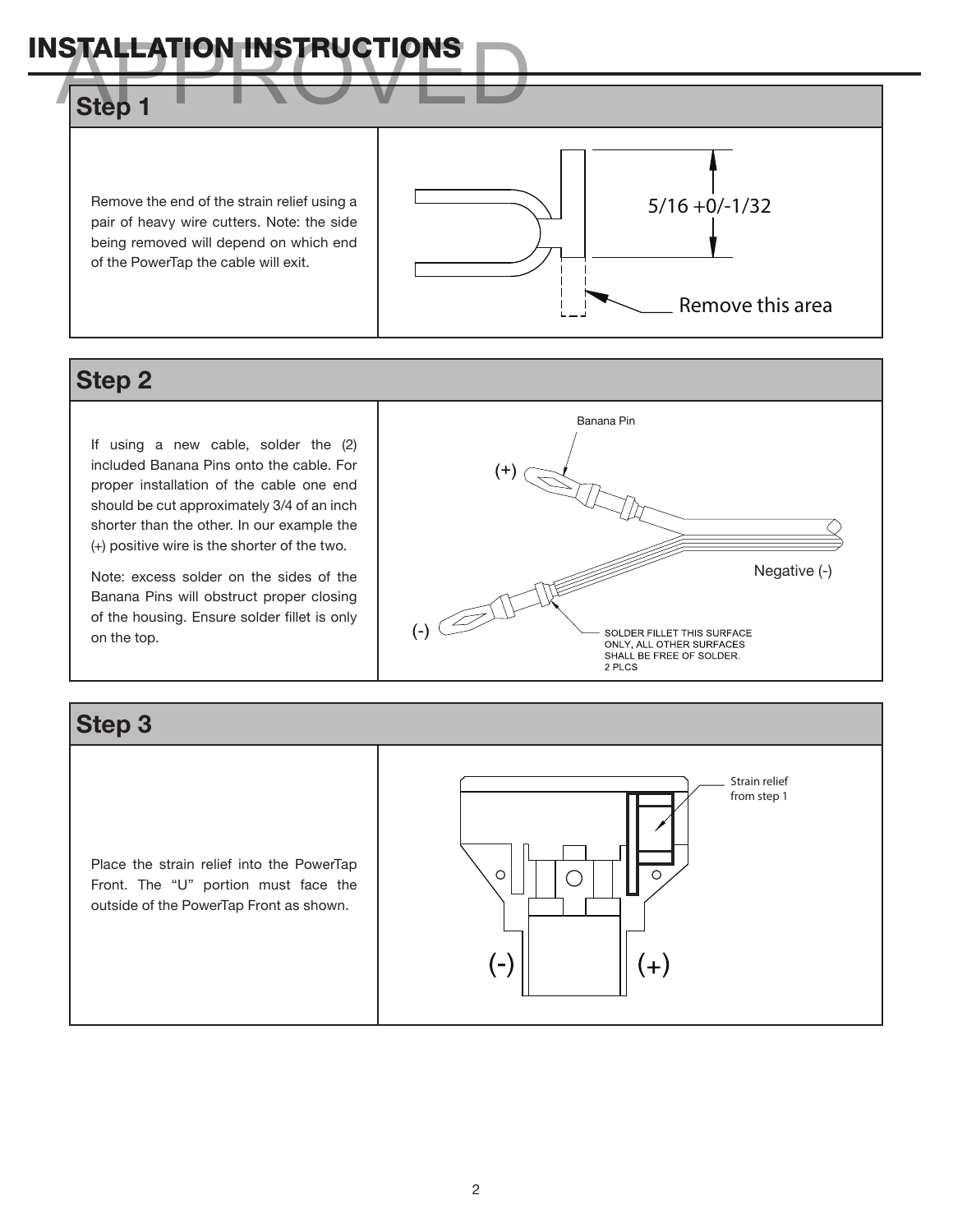# INSTALLATION INSTRUCTIONS

APPROVED

## Step 1

Remove the end of the strain relief using a pair of heavy wire cutters. Note: the side being removed will depend on which end of the PowerTap the cable will exit.

5/16 +0/-1/32

Remove this area

## Step 2

If using a new cable, solder the (2) included Banana Pins onto the cable. For proper installation of the cable one end should be cut approximately 3/4 of an inch shorter than the other. In our example the (+) positive wire is the shorter of the two.

Note: excess solder on the sides of the Banana Pins will obstruct proper closing of the housing. Ensure solder fillet is only on the top.

Banana Pin

(+)

Negative (-)

(-)

SOLDER FILLET THIS SURFACE ONLY, ALL OTHER SURFACES SHALL BE FREE OF SOLDER. 2 PLCS

## Step 3

Place the strain relief into the PowerTap Front. The "U" portion must face the outside of the PowerTap Front as shown.

Strain relief from step 1

(-) (+)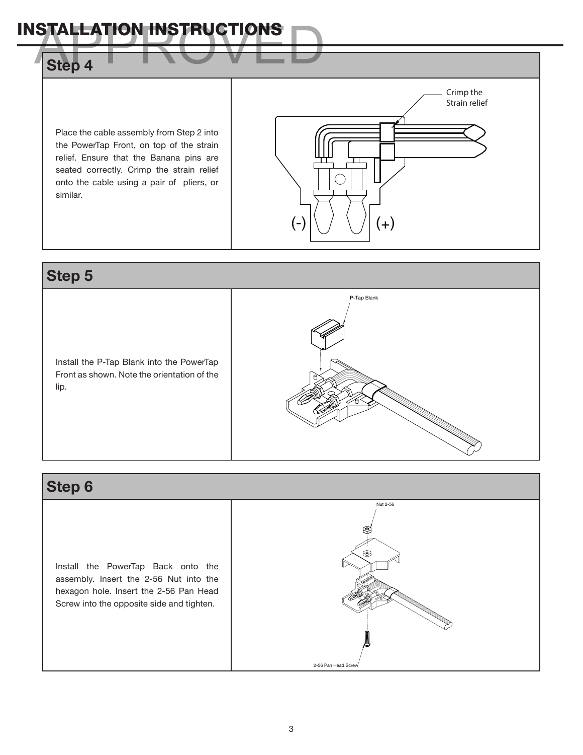# INSTALLATION INSTRUCTIONS

APPROVED

## Step 4

Place the cable assembly from Step 2 into the PowerTap Front, on top of the strain relief. Ensure that the Banana pins are seated correctly. Crimp the strain relief onto the cable using a pair of pliers, or similar.

Crimp the Strain relief

(-) (+)

## Step 5

Install the P-Tap Blank into the PowerTap Front as shown. Note the orientation of the lip.

P-Tap Blank

## Step 6

Install the PowerTap Back onto the assembly. Insert the 2-56 Nut into the hexagon hole. Insert the 2-56 Pan Head Screw into the opposite side and tighten.

Nut 2-56

2-56 Pan Head Screw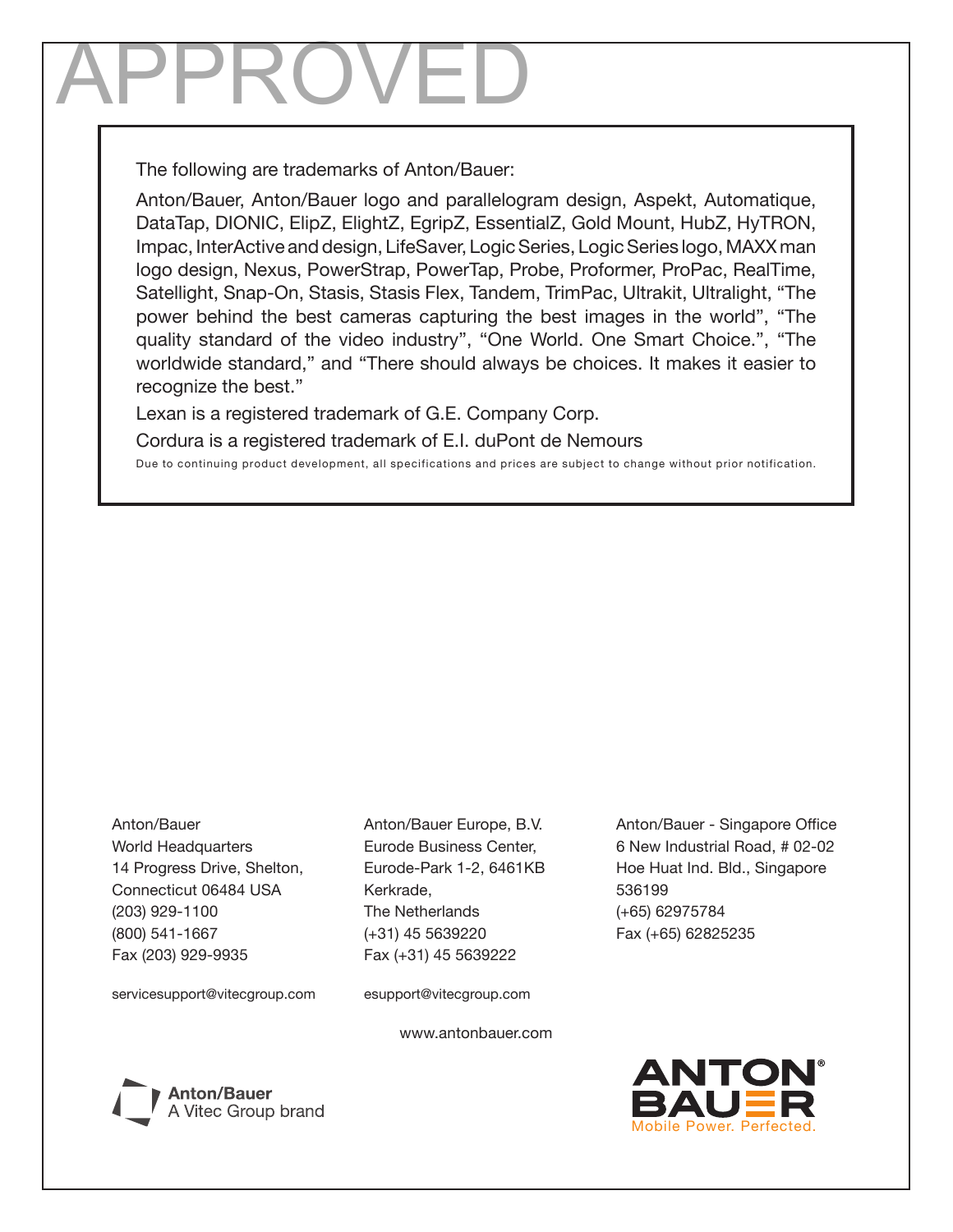# APPROVED

The following are trademarks of Anton/Bauer:

Anton/Bauer, Anton/Bauer logo and parallelogram design, Aspekt, Automatique, DataTap, DIONIC, ElipZ, ElightZ, EgripZ, EssentialZ, Gold Mount, HubZ, HyTRON, Impac, InterActive and design, LifeSaver, Logic Series, Logic Series logo, MAXX man logo design, Nexus, PowerStrap, PowerTap, Probe, Proformer, ProPac, RealTime, Satellight, Snap-On, Stasis, Stasis Flex, Tandem, TrimPac, Ultrakit, Ultralight, "The power behind the best cameras capturing the best images in the world", "The quality standard of the video industry", "One World. One Smart Choice.", "The worldwide standard," and "There should always be choices. It makes it easier to recognize the best."

Lexan is a registered trademark of G.E. Company Corp.

Cordura is a registered trademark of E.I. duPont de Nemours

Due to continuing product development, all specifications and prices are subject to change without prior notification.

Anton/Bauer
World Headquarters
14 Progress Drive, Shelton,
Connecticut 06484 USA
(203) 929-1100
(800) 541-1667
Fax (203) 929-9935

servicesupport@vitecgroup.com

Anton/Bauer Europe, B.V.
Eurode Business Center,
Eurode-Park 1-2, 6461KB
Kerkrade,
The Netherlands
(+31) 45 5639220
Fax (+31) 45 5639222

esupport@vitecgroup.com

Anton/Bauer - Singapore Office
6 New Industrial Road, # 02-02
Hoe Huat Ind. Bld., Singapore
536199
(+65) 62975784
Fax (+65) 62825235

www.antonbauer.com

Anton/Bauer
A Vitec Group brand

ANTON®
BAUER
Mobile Power. Perfected.